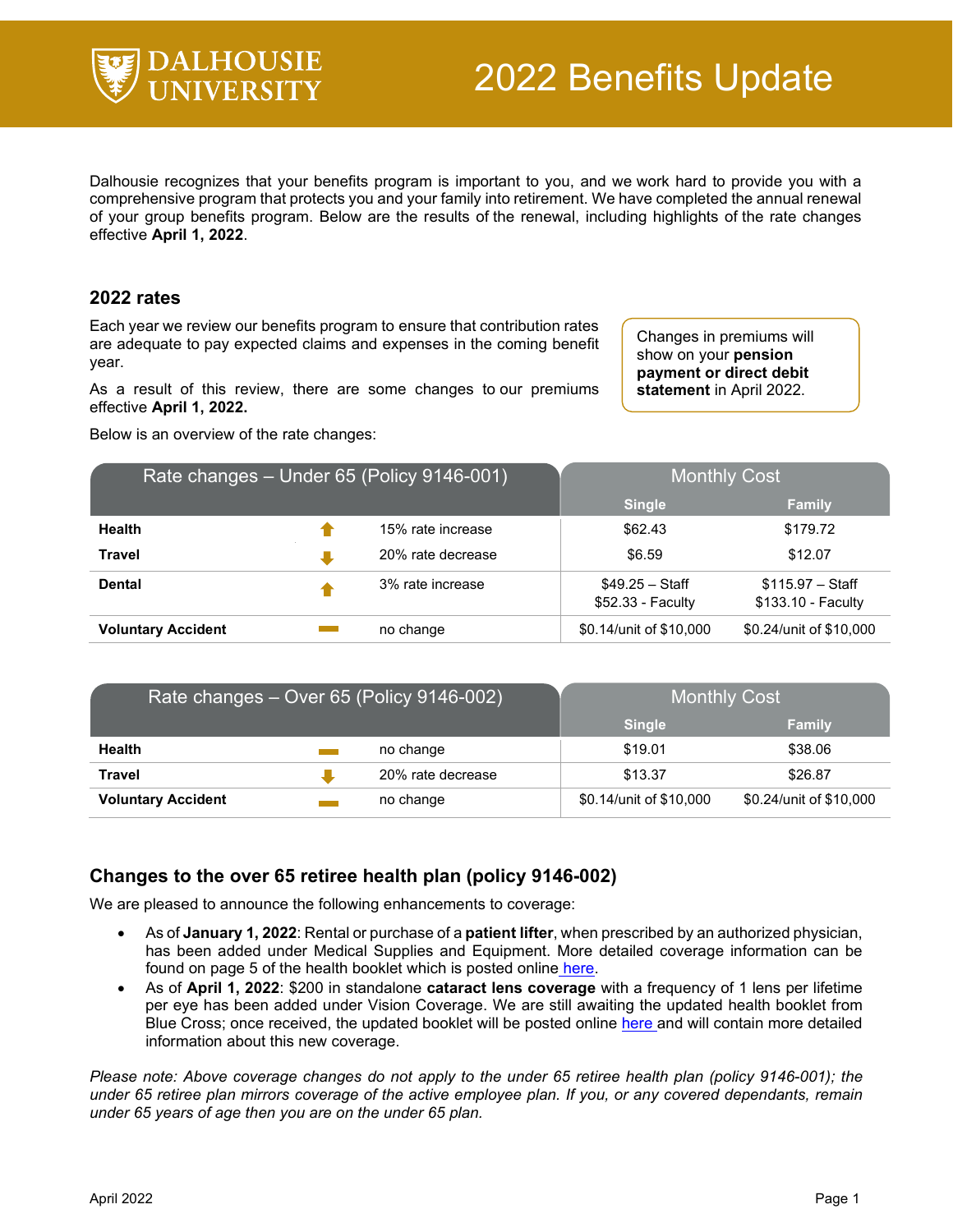# 2022 Benefits Update

Dalhousie recognizes that your benefits program is important to you, and we work hard to provide you with a comprehensive program that protects you and your family into retirement. We have completed the annual renewal of your group benefits program. Below are the results of the renewal, including highlights of the rate changes effective **April 1, 2022**.

## 2022 rates

Each year we review our benefits program to ensure that contribution rates are adequate to pay expected claims and expenses in the coming benefit year.

As a result of this review, there are some changes to our premiums effective **April 1, 2022.**

> Changes in premiums will show on your **pension payment or direct debit statement** in April 2022.

Below is an overview of the rate changes:

| Rate changes – Under 65 (Policy 9146-001) | | Monthly Cost – Single | Monthly Cost – Family |
|---|---|---|---|
| **Health** | ↑ 15% rate increase | $62.43 | $179.72 |
| **Travel** | ↓ 20% rate decrease | $6.59 | $12.07 |
| **Dental** | ↑ 3% rate increase | $49.25 – Staff<br>$52.33 - Faculty | $115.97 – Staff<br>$133.10 - Faculty |
| **Voluntary Accident** | no change | $0.14/unit of $10,000 | $0.24/unit of $10,000 |

| Rate changes – Over 65 (Policy 9146-002) | | Monthly Cost – Single | Monthly Cost – Family |
|---|---|---|---|
| **Health** | no change | $19.01 | $38.06 |
| **Travel** | ↓ 20% rate decrease | $13.37 | $26.87 |
| **Voluntary Accident** | no change | $0.14/unit of $10,000 | $0.24/unit of $10,000 |

## Changes to the over 65 retiree health plan (policy 9146-002)

We are pleased to announce the following enhancements to coverage:

- As of **January 1, 2022**: Rental or purchase of a **patient lifter**, when prescribed by an authorized physician, has been added under Medical Supplies and Equipment. More detailed coverage information can be found on page 5 of the health booklet which is posted online here.
- As of **April 1, 2022**: $200 in standalone **cataract lens coverage** with a frequency of 1 lens per lifetime per eye has been added under Vision Coverage. We are still awaiting the updated health booklet from Blue Cross; once received, the updated booklet will be posted online here and will contain more detailed information about this new coverage.

*Please note: Above coverage changes do not apply to the under 65 retiree health plan (policy 9146-001); the under 65 retiree plan mirrors coverage of the active employee plan. If you, or any covered dependants, remain under 65 years of age then you are on the under 65 plan.*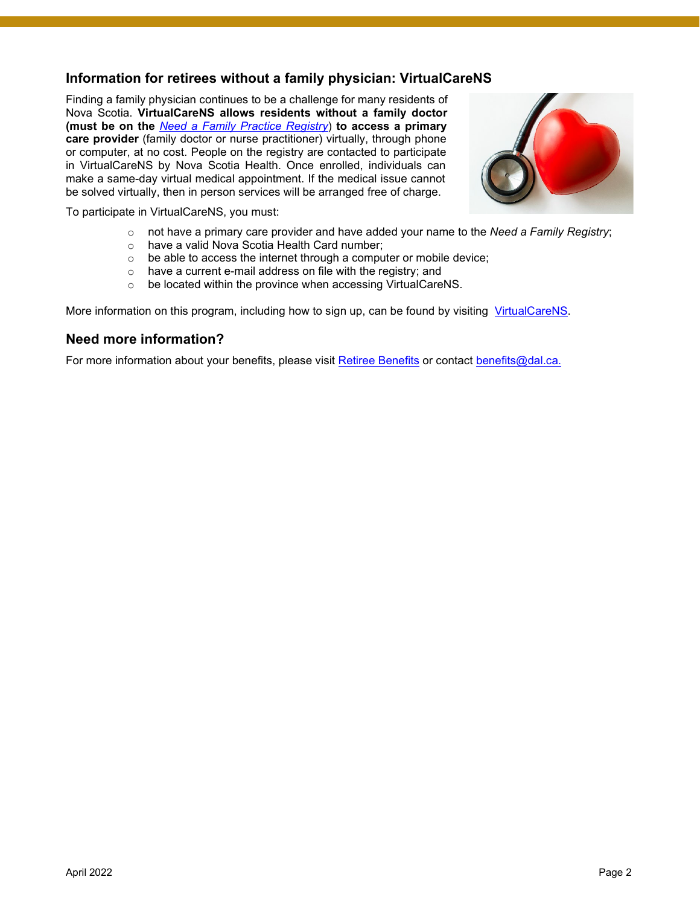## Information for retirees without a family physician: VirtualCareNS

Finding a family physician continues to be a challenge for many residents of Nova Scotia. **VirtualCareNS allows residents without a family doctor (must be on the *Need a Family Practice Registry*) to access a primary care provider** (family doctor or nurse practitioner) virtually, through phone or computer, at no cost. People on the registry are contacted to participate in VirtualCareNS by Nova Scotia Health. Once enrolled, individuals can make a same-day virtual medical appointment. If the medical issue cannot be solved virtually, then in person services will be arranged free of charge.

To participate in VirtualCareNS, you must:

- not have a primary care provider and have added your name to the *Need a Family Registry*;
- have a valid Nova Scotia Health Card number;
- be able to access the internet through a computer or mobile device;
- have a current e-mail address on file with the registry; and
- be located within the province when accessing VirtualCareNS.

More information on this program, including how to sign up, can be found by visiting VirtualCareNS.

## Need more information?

For more information about your benefits, please visit Retiree Benefits or contact benefits@dal.ca.